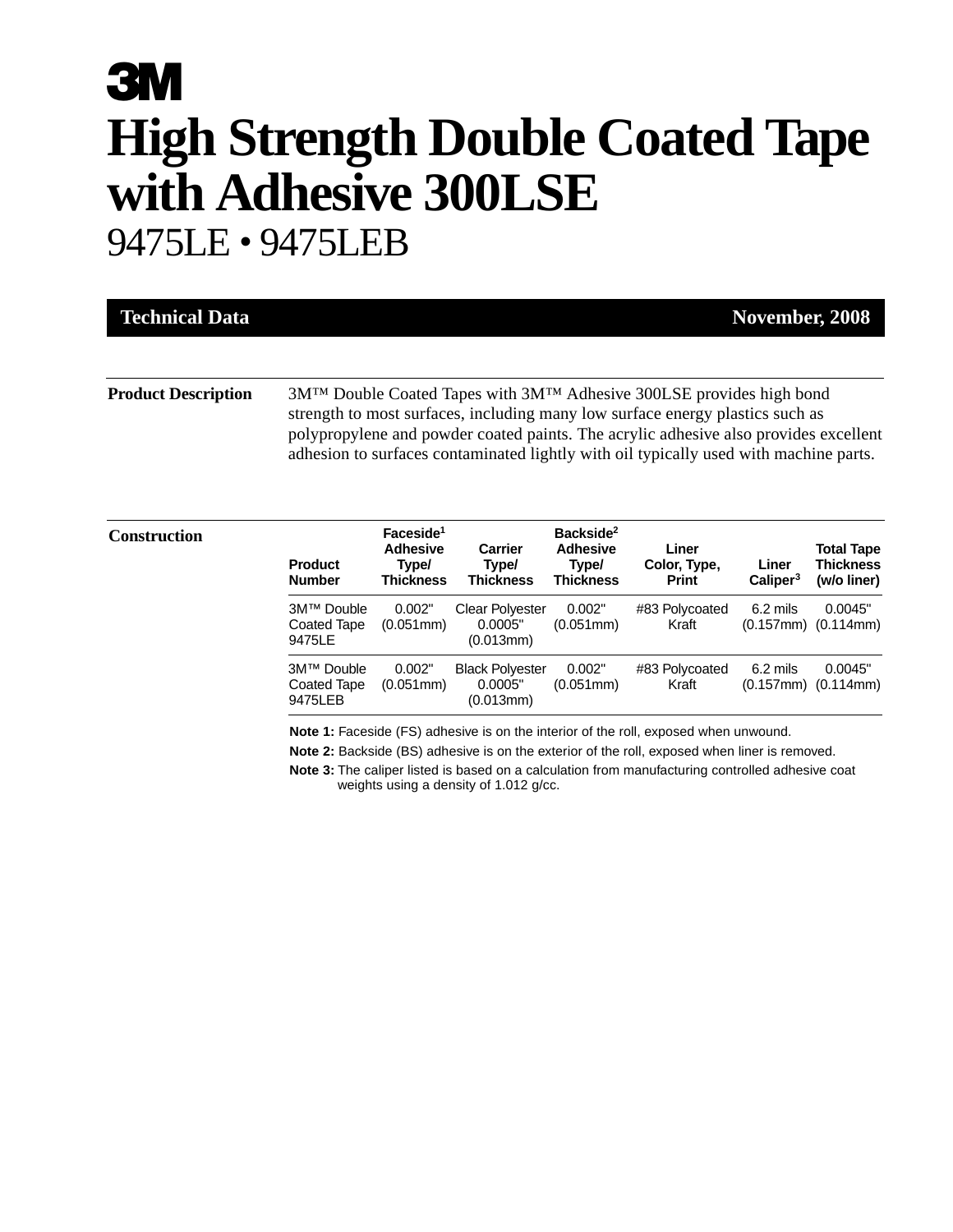# 3M

# High Strength Double Coated Tape with Adhesive 300LSE

## 9475LE • 9475LEB

**Technical Data** — **November, 2008**

**Product Description**

3M™ Double Coated Tapes with 3M™ Adhesive 300LSE provides high bond strength to most surfaces, including many low surface energy plastics such as polypropylene and powder coated paints. The acrylic adhesive also provides excellent adhesion to surfaces contaminated lightly with oil typically used with machine parts.

**Construction**

| Product Number | Faceside[1] Adhesive Type/ Thickness | Carrier Type/ Thickness | Backside[2] Adhesive Type/ Thickness | Liner Color, Type, Print | Liner Caliper[3] | Total Tape Thickness (w/o liner) |
|---|---|---|---|---|---|---|
| 3M™ Double Coated Tape 9475LE | 0.002" (0.051mm) | Clear Polyester 0.0005" (0.013mm) | 0.002" (0.051mm) | #83 Polycoated Kraft | 6.2 mils (0.157mm) | 0.0045" (0.114mm) |
| 3M™ Double Coated Tape 9475LEB | 0.002" (0.051mm) | Black Polyester 0.0005" (0.013mm) | 0.002" (0.051mm) | #83 Polycoated Kraft | 6.2 mils (0.157mm) | 0.0045" (0.114mm) |

**Note 1:** Faceside (FS) adhesive is on the interior of the roll, exposed when unwound.

**Note 2:** Backside (BS) adhesive is on the exterior of the roll, exposed when liner is removed.

**Note 3:** The caliper listed is based on a calculation from manufacturing controlled adhesive coat weights using a density of 1.012 g/cc.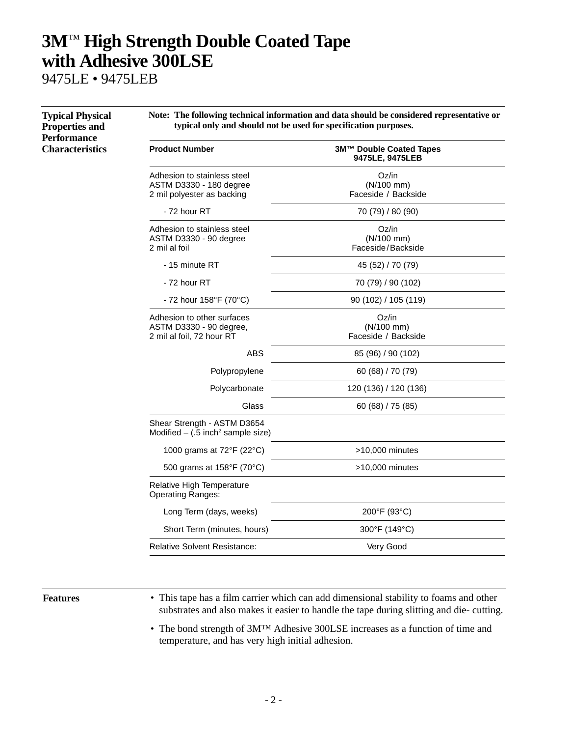# 3M™ High Strength Double Coated Tape with Adhesive 300LSE

9475LE • 9475LEB

## Typical Physical Properties and Performance Characteristics

**Note: The following technical information and data should be considered representative or typical only and should not be used for specification purposes.**

| Product Number | 3M™ Double Coated Tapes 9475LE, 9475LEB |
|---|---|
| Adhesion to stainless steel<br>ASTM D3330 - 180 degree<br>2 mil polyester as backing | Oz/in<br>(N/100 mm)<br>Faceside / Backside |
| - 72 hour RT | 70 (79) / 80 (90) |
| Adhesion to stainless steel<br>ASTM D3330 - 90 degree<br>2 mil al foil | Oz/in<br>(N/100 mm)<br>Faceside / Backside |
| - 15 minute RT | 45 (52) / 70 (79) |
| - 72 hour RT | 70 (79) / 90 (102) |
| - 72 hour 158°F (70°C) | 90 (102) / 105 (119) |
| Adhesion to other surfaces<br>ASTM D3330 - 90 degree,<br>2 mil al foil, 72 hour RT | Oz/in<br>(N/100 mm)<br>Faceside / Backside |
| ABS | 85 (96) / 90 (102) |
| Polypropylene | 60 (68) / 70 (79) |
| Polycarbonate | 120 (136) / 120 (136) |
| Glass | 60 (68) / 75 (85) |
| Shear Strength - ASTM D3654 Modified – (.5 inch$^2$ sample size) | |
| 1000 grams at 72°F (22°C) | >10,000 minutes |
| 500 grams at 158°F (70°C) | >10,000 minutes |
| Relative High Temperature Operating Ranges: | |
| Long Term (days, weeks) | 200°F (93°C) |
| Short Term (minutes, hours) | 300°F (149°C) |
| Relative Solvent Resistance: | Very Good |

## Features

- This tape has a film carrier which can add dimensional stability to foams and other substrates and also makes it easier to handle the tape during slitting and die- cutting.
- The bond strength of 3M™ Adhesive 300LSE increases as a function of time and temperature, and has very high initial adhesion.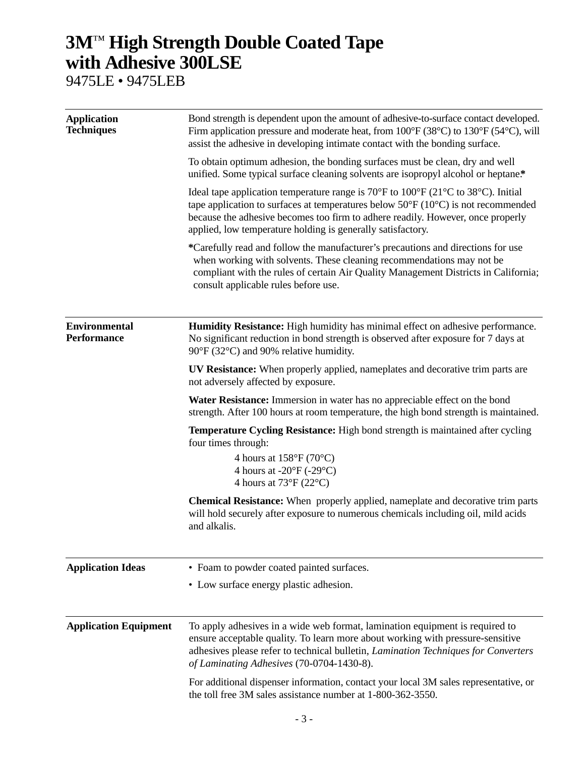# 3M™ High Strength Double Coated Tape with Adhesive 300LSE

9475LE • 9475LEB

## Application Techniques

Bond strength is dependent upon the amount of adhesive-to-surface contact developed. Firm application pressure and moderate heat, from 100°F (38°C) to 130°F (54°C), will assist the adhesive in developing intimate contact with the bonding surface.

To obtain optimum adhesion, the bonding surfaces must be clean, dry and well unified. Some typical surface cleaning solvents are isopropyl alcohol or heptane.*

Ideal tape application temperature range is 70°F to 100°F (21°C to 38°C). Initial tape application to surfaces at temperatures below 50°F (10°C) is not recommended because the adhesive becomes too firm to adhere readily. However, once properly applied, low temperature holding is generally satisfactory.

*Carefully read and follow the manufacturer's precautions and directions for use when working with solvents. These cleaning recommendations may not be compliant with the rules of certain Air Quality Management Districts in California; consult applicable rules before use.

## Environmental Performance

**Humidity Resistance:** High humidity has minimal effect on adhesive performance. No significant reduction in bond strength is observed after exposure for 7 days at 90°F (32°C) and 90% relative humidity.

**UV Resistance:** When properly applied, nameplates and decorative trim parts are not adversely affected by exposure.

**Water Resistance:** Immersion in water has no appreciable effect on the bond strength. After 100 hours at room temperature, the high bond strength is maintained.

**Temperature Cycling Resistance:** High bond strength is maintained after cycling four times through:

4 hours at 158°F (70°C)
4 hours at -20°F (-29°C)
4 hours at 73°F (22°C)

**Chemical Resistance:** When properly applied, nameplate and decorative trim parts will hold securely after exposure to numerous chemicals including oil, mild acids and alkalis.

## Application Ideas

- Foam to powder coated painted surfaces.
- Low surface energy plastic adhesion.

## Application Equipment

To apply adhesives in a wide web format, lamination equipment is required to ensure acceptable quality. To learn more about working with pressure-sensitive adhesives please refer to technical bulletin, *Lamination Techniques for Converters of Laminating Adhesives* (70-0704-1430-8).

For additional dispenser information, contact your local 3M sales representative, or the toll free 3M sales assistance number at 1-800-362-3550.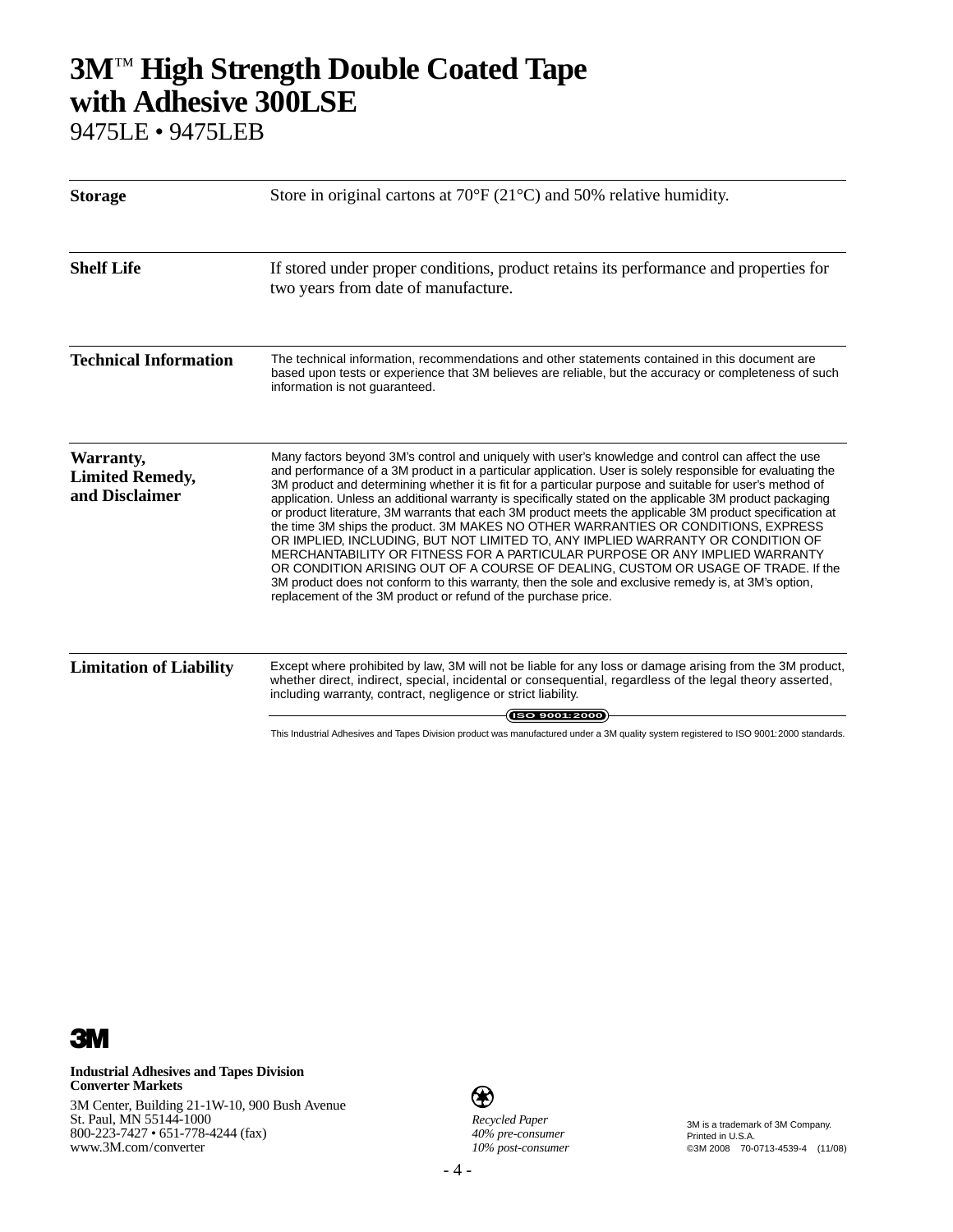# 3M™ High Strength Double Coated Tape with Adhesive 300LSE

9475LE • 9475LEB

**Storage**

Store in original cartons at 70°F (21°C) and 50% relative humidity.

**Shelf Life**

If stored under proper conditions, product retains its performance and properties for two years from date of manufacture.

**Technical Information**

The technical information, recommendations and other statements contained in this document are based upon tests or experience that 3M believes are reliable, but the accuracy or completeness of such information is not guaranteed.

**Warranty, Limited Remedy, and Disclaimer**

Many factors beyond 3M's control and uniquely with user's knowledge and control can affect the use and performance of a 3M product in a particular application. User is solely responsible for evaluating the 3M product and determining whether it is fit for a particular purpose and suitable for user's method of application. Unless an additional warranty is specifically stated on the applicable 3M product packaging or product literature, 3M warrants that each 3M product meets the applicable 3M product specification at the time 3M ships the product. 3M MAKES NO OTHER WARRANTIES OR CONDITIONS, EXPRESS OR IMPLIED, INCLUDING, BUT NOT LIMITED TO, ANY IMPLIED WARRANTY OR CONDITION OF MERCHANTABILITY OR FITNESS FOR A PARTICULAR PURPOSE OR ANY IMPLIED WARRANTY OR CONDITION ARISING OUT OF A COURSE OF DEALING, CUSTOM OR USAGE OF TRADE. If the 3M product does not conform to this warranty, then the sole and exclusive remedy is, at 3M's option, replacement of the 3M product or refund of the purchase price.

**Limitation of Liability**

Except where prohibited by law, 3M will not be liable for any loss or damage arising from the 3M product, whether direct, indirect, special, incidental or consequential, regardless of the legal theory asserted, including warranty, contract, negligence or strict liability.

ISO 9001:2000

This Industrial Adhesives and Tapes Division product was manufactured under a 3M quality system registered to ISO 9001:2000 standards.

3M

**Industrial Adhesives and Tapes Division**
**Converter Markets**

3M Center, Building 21-1W-10, 900 Bush Avenue
St. Paul, MN 55144-1000
800-223-7427 • 651-778-4244 (fax)
www.3M.com/converter

*Recycled Paper*
*40% pre-consumer*
*10% post-consumer*

3M is a trademark of 3M Company.
Printed in U.S.A.
©3M 2008 70-0713-4539-4 (11/08)